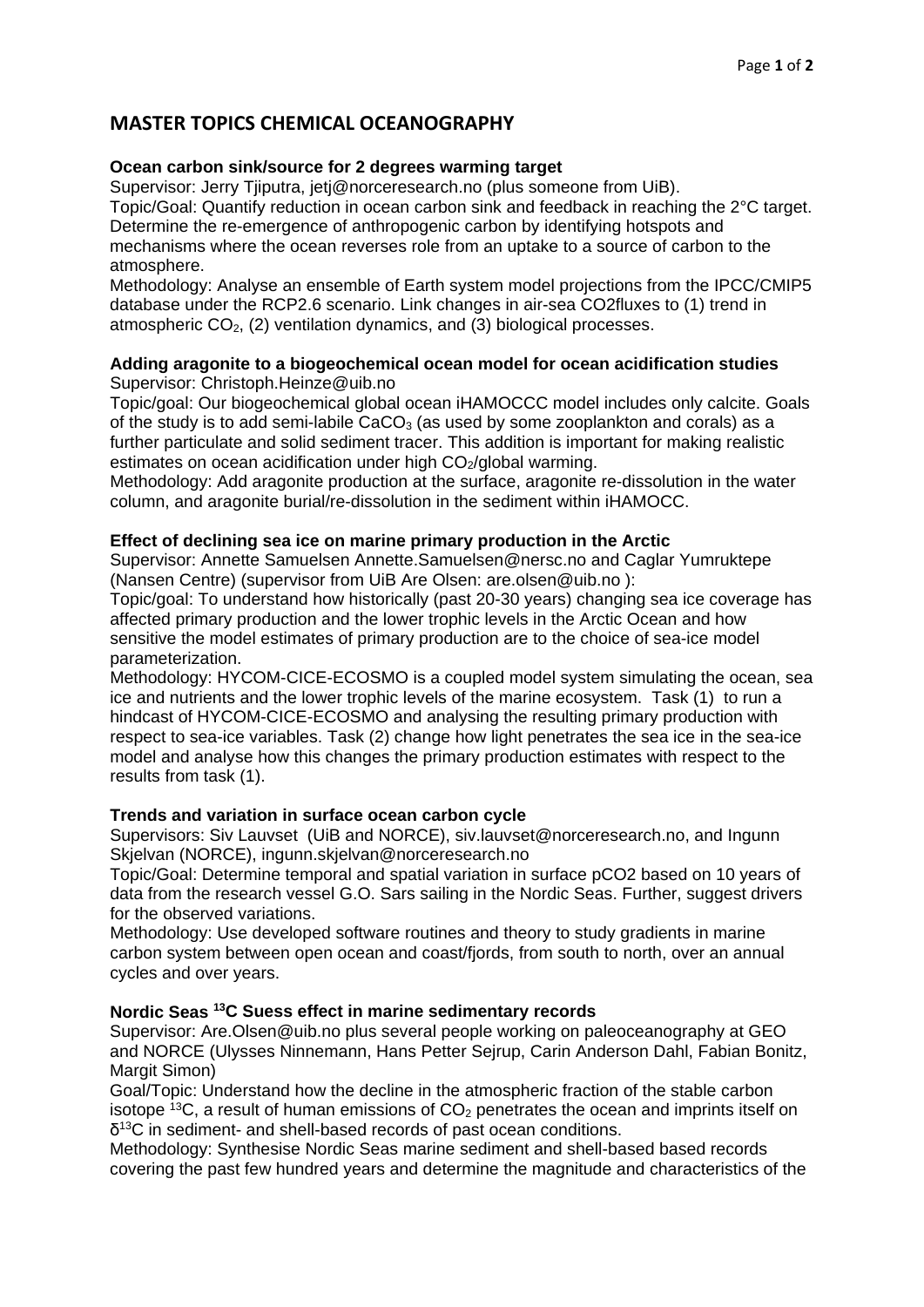# MASTER TOPICS CHEMICAL OCEANOGRAPHY

**Ocean carbon sink/source for 2 degrees warming target**

Supervisor: Jerry Tjiputra, jetj@norceresearch.no (plus someone from UiB).
Topic/Goal: Quantify reduction in ocean carbon sink and feedback in reaching the 2°C target. Determine the re-emergence of anthropogenic carbon by identifying hotspots and mechanisms where the ocean reverses role from an uptake to a source of carbon to the atmosphere.
Methodology: Analyse an ensemble of Earth system model projections from the IPCC/CMIP5 database under the RCP2.6 scenario. Link changes in air-sea CO2fluxes to (1) trend in atmospheric $CO_2$, (2) ventilation dynamics, and (3) biological processes.

**Adding aragonite to a biogeochemical ocean model for ocean acidification studies**

Supervisor: Christoph.Heinze@uib.no
Topic/goal: Our biogeochemical global ocean iHAMOCCC model includes only calcite. Goals of the study is to add semi-labile $CaCO_3$ (as used by some zooplankton and corals) as a further particulate and solid sediment tracer. This addition is important for making realistic estimates on ocean acidification under high $CO_2$/global warming.
Methodology: Add aragonite production at the surface, aragonite re-dissolution in the water column, and aragonite burial/re-dissolution in the sediment within iHAMOCC.

**Effect of declining sea ice on marine primary production in the Arctic**

Supervisor: Annette Samuelsen Annette.Samuelsen@nersc.no and Caglar Yumruktepe (Nansen Centre) (supervisor from UiB Are Olsen: are.olsen@uib.no ):
Topic/goal: To understand how historically (past 20-30 years) changing sea ice coverage has affected primary production and the lower trophic levels in the Arctic Ocean and how sensitive the model estimates of primary production are to the choice of sea-ice model parameterization.
Methodology: HYCOM-CICE-ECOSMO is a coupled model system simulating the ocean, sea ice and nutrients and the lower trophic levels of the marine ecosystem. Task (1) to run a hindcast of HYCOM-CICE-ECOSMO and analysing the resulting primary production with respect to sea-ice variables. Task (2) change how light penetrates the sea ice in the sea-ice model and analyse how this changes the primary production estimates with respect to the results from task (1).

**Trends and variation in surface ocean carbon cycle**

Supervisors: Siv Lauvset (UiB and NORCE), siv.lauvset@norceresearch.no, and Ingunn Skjelvan (NORCE), ingunn.skjelvan@norceresearch.no
Topic/Goal: Determine temporal and spatial variation in surface pCO2 based on 10 years of data from the research vessel G.O. Sars sailing in the Nordic Seas. Further, suggest drivers for the observed variations.
Methodology: Use developed software routines and theory to study gradients in marine carbon system between open ocean and coast/fjords, from south to north, over an annual cycles and over years.

**Nordic Seas $^{13}C$ Suess effect in marine sedimentary records**

Supervisor: Are.Olsen@uib.no plus several people working on paleoceanography at GEO and NORCE (Ulysses Ninnemann, Hans Petter Sejrup, Carin Anderson Dahl, Fabian Bonitz, Margit Simon)
Goal/Topic: Understand how the decline in the atmospheric fraction of the stable carbon isotope $^{13}C$, a result of human emissions of $CO_2$ penetrates the ocean and imprints itself on $\delta^{13}C$ in sediment- and shell-based records of past ocean conditions.
Methodology: Synthesise Nordic Seas marine sediment and shell-based based records covering the past few hundred years and determine the magnitude and characteristics of the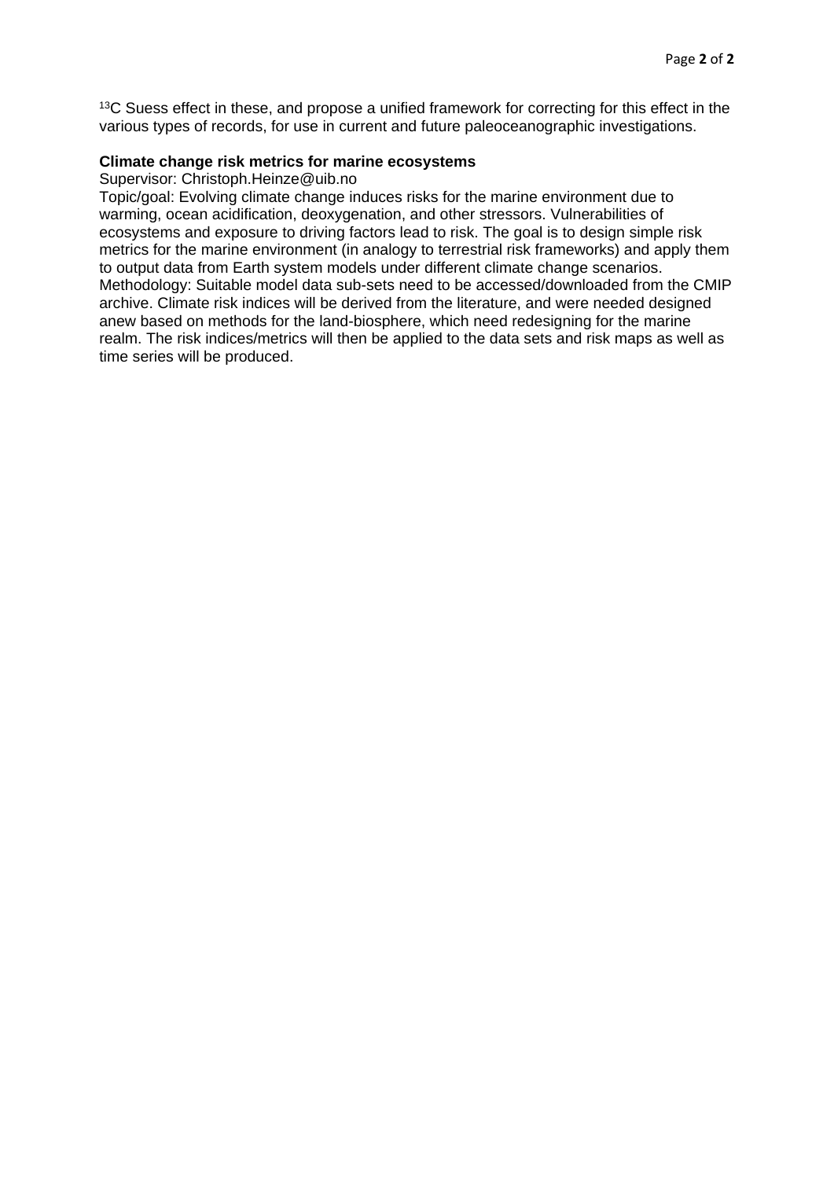$^{13}C$ Suess effect in these, and propose a unified framework for correcting for this effect in the various types of records, for use in current and future paleoceanographic investigations.

**Climate change risk metrics for marine ecosystems**

Supervisor: Christoph.Heinze@uib.no

Topic/goal: Evolving climate change induces risks for the marine environment due to warming, ocean acidification, deoxygenation, and other stressors. Vulnerabilities of ecosystems and exposure to driving factors lead to risk. The goal is to design simple risk metrics for the marine environment (in analogy to terrestrial risk frameworks) and apply them to output data from Earth system models under different climate change scenarios.
Methodology: Suitable model data sub-sets need to be accessed/downloaded from the CMIP archive. Climate risk indices will be derived from the literature, and were needed designed anew based on methods for the land-biosphere, which need redesigning for the marine realm. The risk indices/metrics will then be applied to the data sets and risk maps as well as time series will be produced.